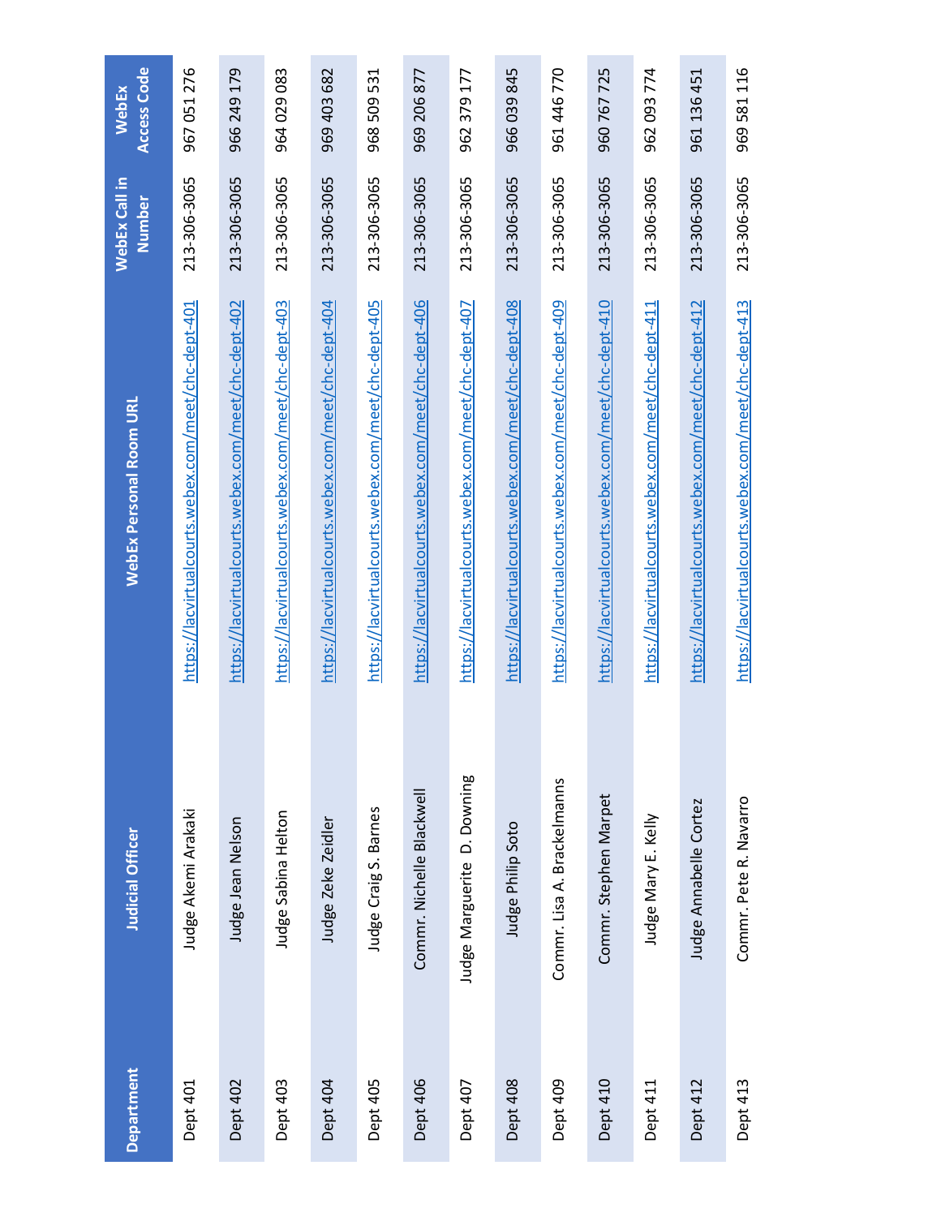| Department | Judicial Officer | WebEx Personal Room URL | WebEx Call in Number | WebEx Access Code |
|---|---|---|---|---|
| Dept 401 | Judge Akemi Arakaki | https://lacvirtualcourts.webex.com/meet/chc-dept-401 | 213-306-3065 | 967 051 276 |
| Dept 402 | Judge Jean Nelson | https://lacvirtualcourts.webex.com/meet/chc-dept-402 | 213-306-3065 | 966 249 179 |
| Dept 403 | Judge Sabina Helton | https://lacvirtualcourts.webex.com/meet/chc-dept-403 | 213-306-3065 | 964 029 083 |
| Dept 404 | Judge Zeke Zeidler | https://lacvirtualcourts.webex.com/meet/chc-dept-404 | 213-306-3065 | 969 403 682 |
| Dept 405 | Judge Craig S. Barnes | https://lacvirtualcourts.webex.com/meet/chc-dept-405 | 213-306-3065 | 968 509 531 |
| Dept 406 | Commr. Nichelle Blackwell | https://lacvirtualcourts.webex.com/meet/chc-dept-406 | 213-306-3065 | 969 206 877 |
| Dept 407 | Judge Marguerite D. Downing | https://lacvirtualcourts.webex.com/meet/chc-dept-407 | 213-306-3065 | 962 379 177 |
| Dept 408 | Judge Philip Soto | https://lacvirtualcourts.webex.com/meet/chc-dept-408 | 213-306-3065 | 966 039 845 |
| Dept 409 | Commr. Lisa A. Brackelmanns | https://lacvirtualcourts.webex.com/meet/chc-dept-409 | 213-306-3065 | 961 446 770 |
| Dept 410 | Commr. Stephen Marpet | https://lacvirtualcourts.webex.com/meet/chc-dept-410 | 213-306-3065 | 960 767 725 |
| Dept 411 | Judge Mary E. Kelly | https://lacvirtualcourts.webex.com/meet/chc-dept-411 | 213-306-3065 | 962 093 774 |
| Dept 412 | Judge Annabelle Cortez | https://lacvirtualcourts.webex.com/meet/chc-dept-412 | 213-306-3065 | 961 136 451 |
| Dept 413 | Commr. Pete R. Navarro | https://lacvirtualcourts.webex.com/meet/chc-dept-413 | 213-306-3065 | 969 581 116 |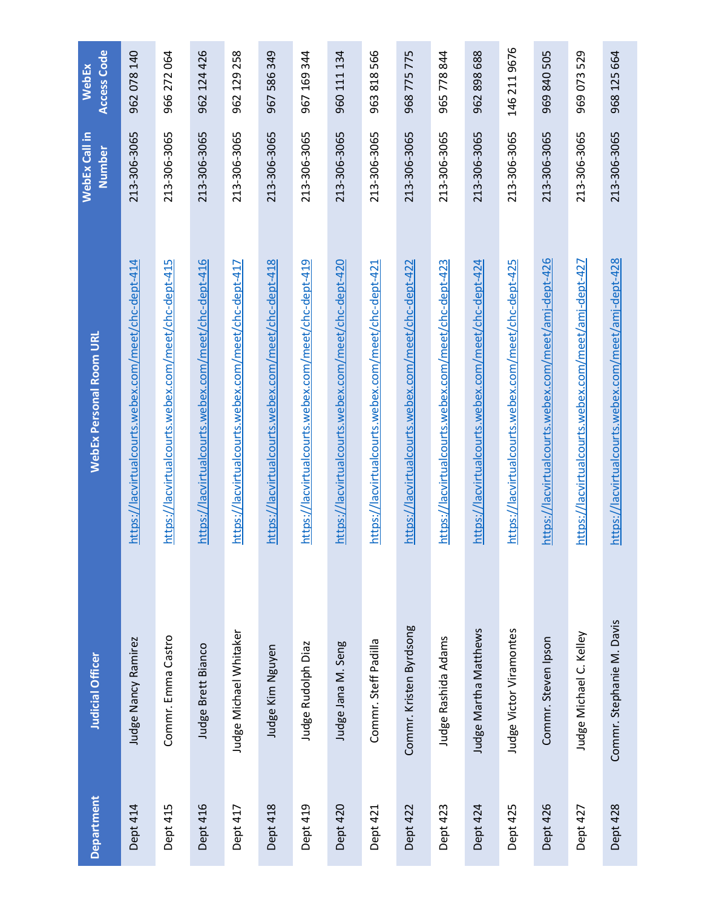| Department | Judicial Officer | WebEx Personal Room URL | WebEx Call in Number | WebEx Access Code |
|---|---|---|---|---|
| Dept 414 | Judge Nancy Ramirez | https://lacvirtualcourts.webex.com/meet/chc-dept-414 | 213-306-3065 | 962 078 140 |
| Dept 415 | Commr. Emma Castro | https://lacvirtualcourts.webex.com/meet/chc-dept-415 | 213-306-3065 | 966 272 064 |
| Dept 416 | Judge Brett Bianco | https://lacvirtualcourts.webex.com/meet/chc-dept-416 | 213-306-3065 | 962 124 426 |
| Dept 417 | Judge Michael Whitaker | https://lacvirtualcourts.webex.com/meet/chc-dept-417 | 213-306-3065 | 962 129 258 |
| Dept 418 | Judge Kim Nguyen | https://lacvirtualcourts.webex.com/meet/chc-dept-418 | 213-306-3065 | 967 586 349 |
| Dept 419 | Judge Rudolph Diaz | https://lacvirtualcourts.webex.com/meet/chc-dept-419 | 213-306-3065 | 967 169 344 |
| Dept 420 | Judge Jana M. Seng | https://lacvirtualcourts.webex.com/meet/chc-dept-420 | 213-306-3065 | 960 111 134 |
| Dept 421 | Commr. Steff Padilla | https://lacvirtualcourts.webex.com/meet/chc-dept-421 | 213-306-3065 | 963 818 566 |
| Dept 422 | Commr. Kristen Byrdsong | https://lacvirtualcourts.webex.com/meet/chc-dept-422 | 213-306-3065 | 968 775 775 |
| Dept 423 | Judge Rashida Adams | https://lacvirtualcourts.webex.com/meet/chc-dept-423 | 213-306-3065 | 965 778 844 |
| Dept 424 | Judge Martha Matthews | https://lacvirtualcourts.webex.com/meet/chc-dept-424 | 213-306-3065 | 962 898 688 |
| Dept 425 | Judge Victor Viramontes | https://lacvirtualcourts.webex.com/meet/chc-dept-425 | 213-306-3065 | 146 211 9676 |
| Dept 426 | Commr. Steven Ipson | https://lacvirtualcourts.webex.com/meet/amj-dept-426 | 213-306-3065 | 969 840 505 |
| Dept 427 | Judge Michael C. Kelley | https://lacvirtualcourts.webex.com/meet/amj-dept-427 | 213-306-3065 | 969 073 529 |
| Dept 428 | Commr. Stephanie M. Davis | https://lacvirtualcourts.webex.com/meet/amj-dept-428 | 213-306-3065 | 968 125 664 |